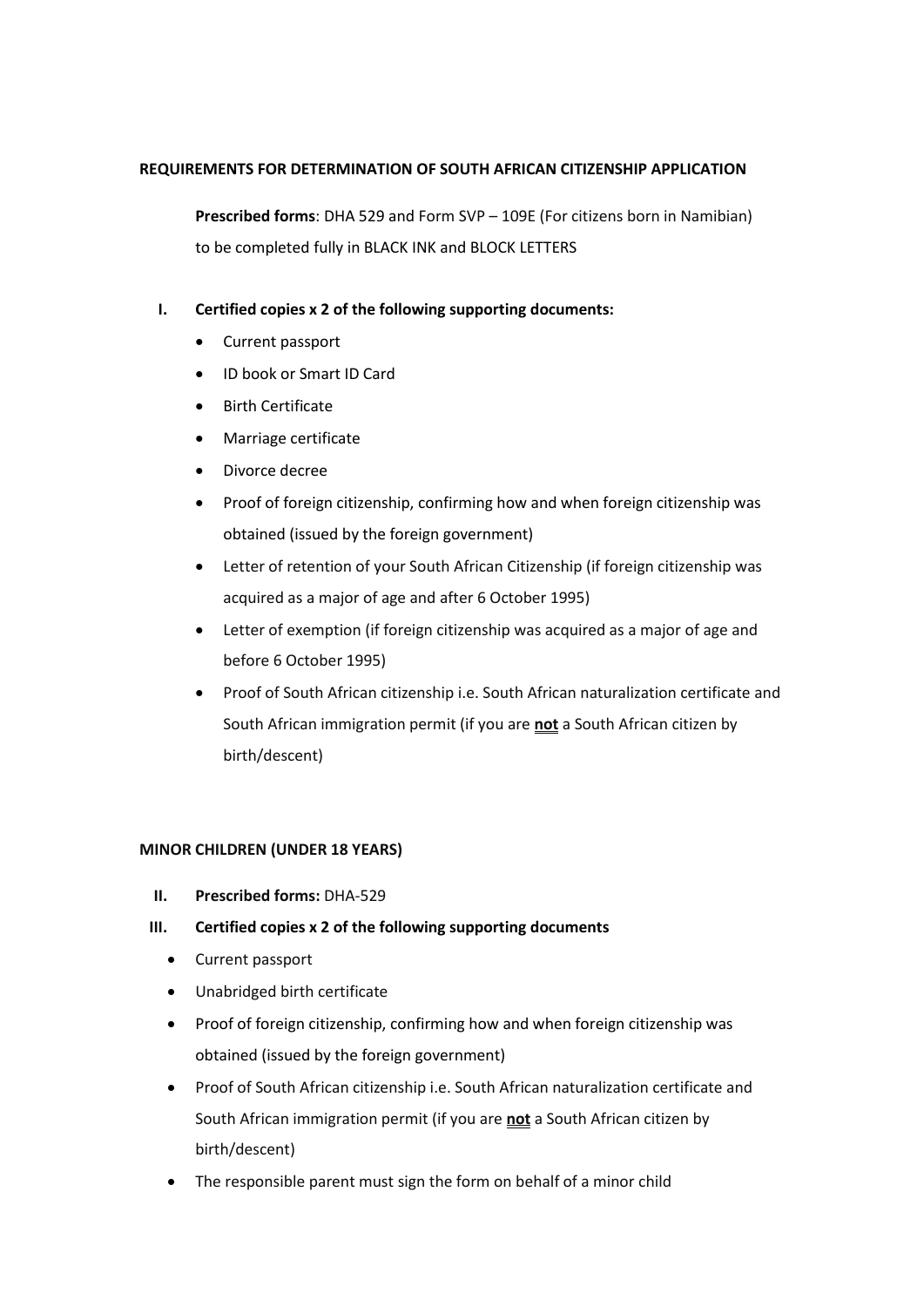## REQUIREMENTS FOR DETERMINATION OF SOUTH AFRICAN CITIZENSHIP APPLICATION

**Prescribed forms**: DHA 529 and Form SVP – 109E (For citizens born in Namibian) to be completed fully in BLACK INK and BLOCK LETTERS

**I. Certified copies x 2 of the following supporting documents:**

- Current passport
- ID book or Smart ID Card
- Birth Certificate
- Marriage certificate
- Divorce decree
- Proof of foreign citizenship, confirming how and when foreign citizenship was obtained (issued by the foreign government)
- Letter of retention of your South African Citizenship (if foreign citizenship was acquired as a major of age and after 6 October 1995)
- Letter of exemption (if foreign citizenship was acquired as a major of age and before 6 October 1995)
- Proof of South African citizenship i.e. South African naturalization certificate and South African immigration permit (if you are **<u>not</u>** a South African citizen by birth/descent)

## MINOR CHILDREN (UNDER 18 YEARS)

**II. Prescribed forms:** DHA-529

**III. Certified copies x 2 of the following supporting documents**

- Current passport
- Unabridged birth certificate
- Proof of foreign citizenship, confirming how and when foreign citizenship was obtained (issued by the foreign government)
- Proof of South African citizenship i.e. South African naturalization certificate and South African immigration permit (if you are **<u>not</u>** a South African citizen by birth/descent)
- The responsible parent must sign the form on behalf of a minor child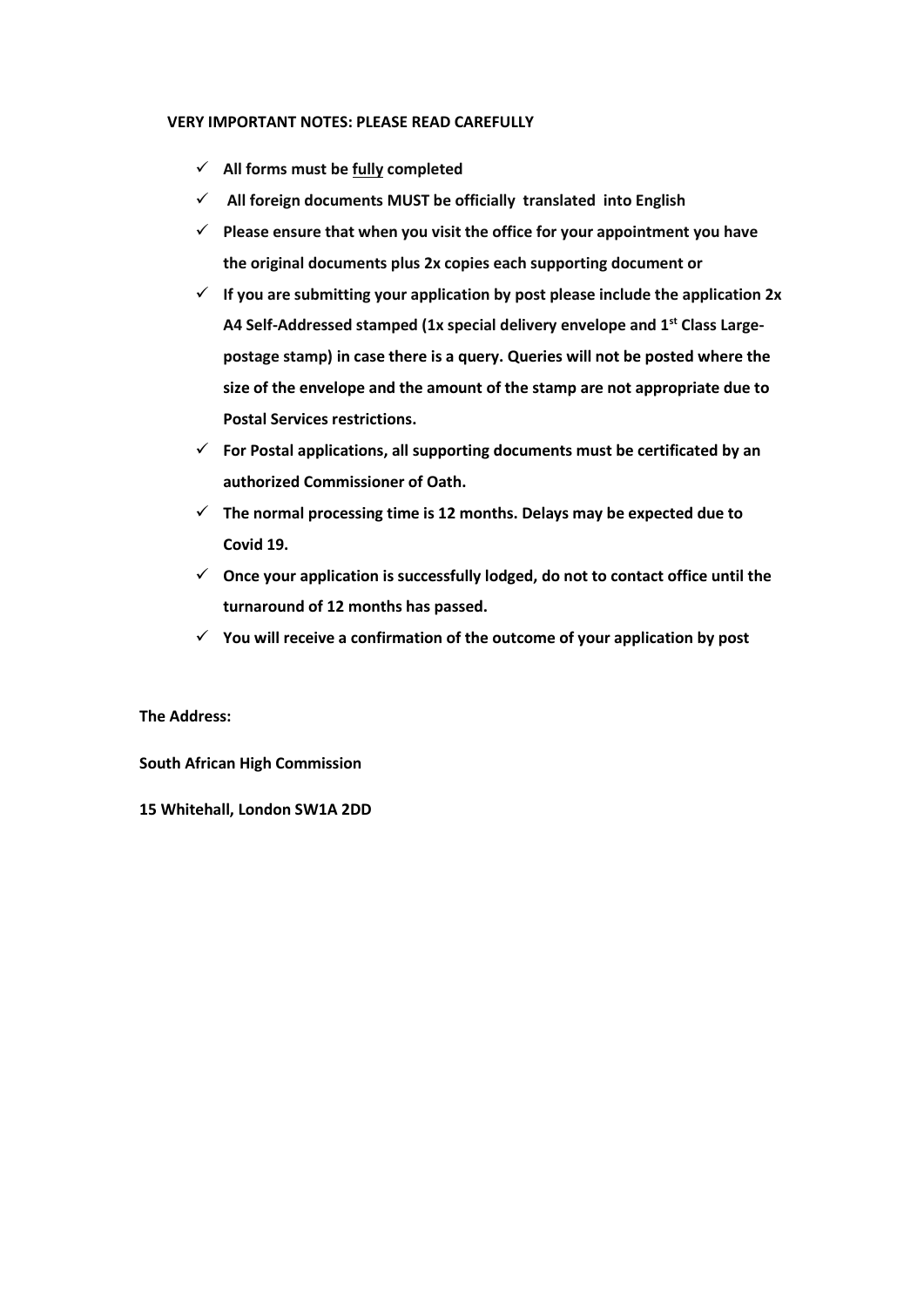**VERY IMPORTANT NOTES: PLEASE READ CAREFULLY**

- ✓ **All forms must be <u>fully</u> completed**
- ✓ **All foreign documents MUST be officially translated into English**
- ✓ **Please ensure that when you visit the office for your appointment you have the original documents plus 2x copies each supporting document or**
- ✓ **If you are submitting your application by post please include the application 2x A4 Self-Addressed stamped (1x special delivery envelope and 1st Class Large-postage stamp) in case there is a query. Queries will not be posted where the size of the envelope and the amount of the stamp are not appropriate due to Postal Services restrictions.**
- ✓ **For Postal applications, all supporting documents must be certificated by an authorized Commissioner of Oath.**
- ✓ **The normal processing time is 12 months. Delays may be expected due to Covid 19.**
- ✓ **Once your application is successfully lodged, do not to contact office until the turnaround of 12 months has passed.**
- ✓ **You will receive a confirmation of the outcome of your application by post**

**The Address:**

**South African High Commission**

**15 Whitehall, London SW1A 2DD**